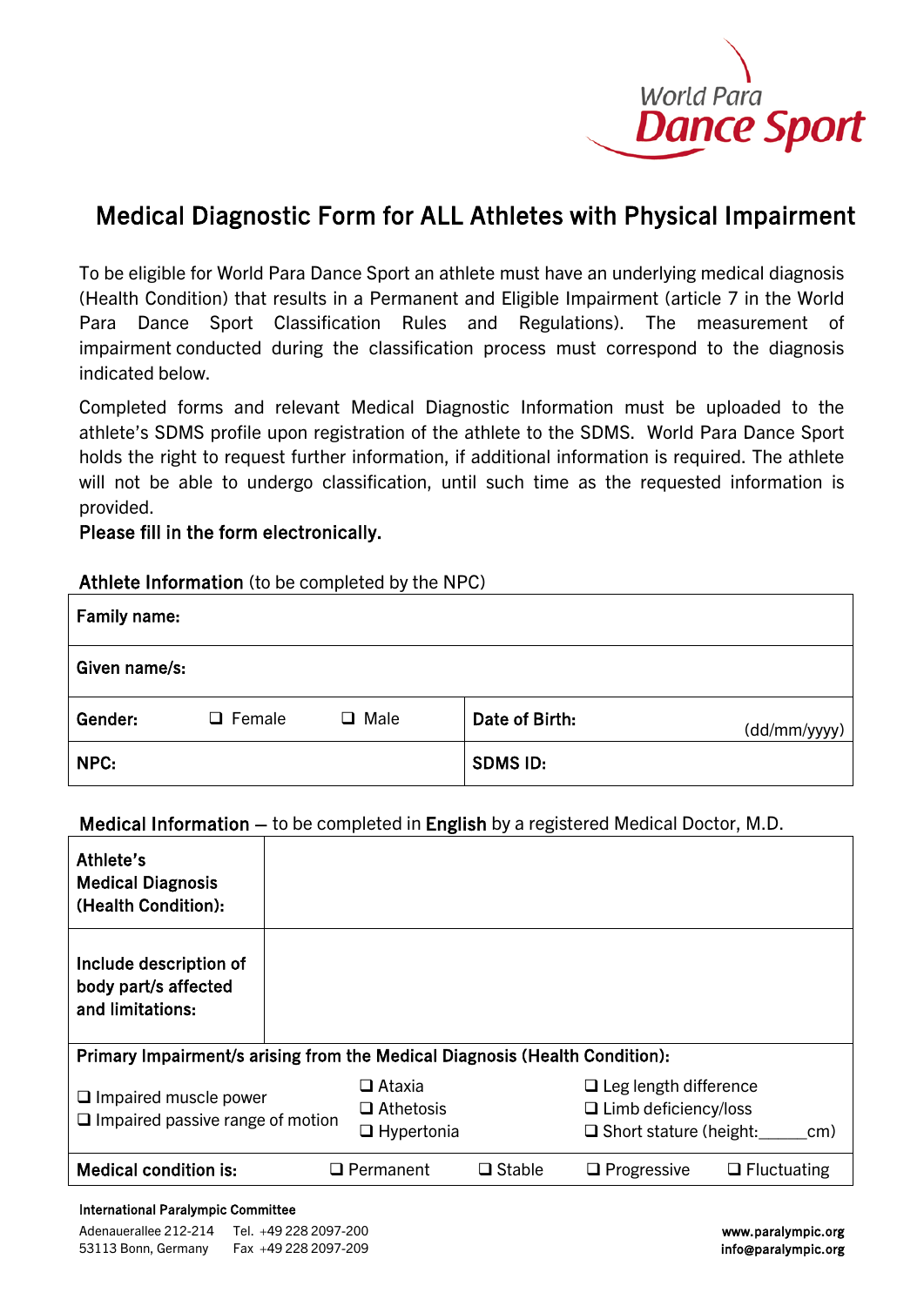World Para Dance Sport

# Medical Diagnostic Form for ALL Athletes with Physical Impairment

To be eligible for World Para Dance Sport an athlete must have an underlying medical diagnosis (Health Condition) that results in a Permanent and Eligible Impairment (article 7 in the World Para Dance Sport Classification Rules and Regulations). The measurement of impairment conducted during the classification process must correspond to the diagnosis indicated below.

Completed forms and relevant Medical Diagnostic Information must be uploaded to the athlete's SDMS profile upon registration of the athlete to the SDMS. World Para Dance Sport holds the right to request further information, if additional information is required. The athlete will not be able to undergo classification, until such time as the requested information is provided.

**Please fill in the form electronically.**

**Athlete Information** (to be completed by the NPC)

| | | | |
|---|---|---|---|
| **Family name:** | | | |
| **Given name/s:** | | | |
| **Gender:** ❑ Female ❑ Male | | **Date of Birth:** | (dd/mm/yyyy) |
| **NPC:** | | **SDMS ID:** | |

**Medical Information** – to be completed in **English** by a registered Medical Doctor, M.D.

| | |
|---|---|
| **Athlete's Medical Diagnosis (Health Condition):** | |
| **Include description of body part/s affected and limitations:** | |

**Primary Impairment/s arising from the Medical Diagnosis (Health Condition):**

| | | |
|---|---|---|
| ❑ Impaired muscle power | ❑ Ataxia | ❑ Leg length difference |
| ❑ Impaired passive range of motion | ❑ Athetosis | ❑ Limb deficiency/loss |
| | ❑ Hypertonia | ❑ Short stature (height:_____cm) |

| **Medical condition is:** | ❑ Permanent | ❑ Stable | ❑ Progressive | ❑ Fluctuating |
|---|---|---|---|---|

**International Paralympic Committee**
Adenauerallee 212-214 Tel. +49 228 2097-200
53113 Bonn, Germany Fax +49 228 2097-209
**www.paralympic.org**
**info@paralympic.org**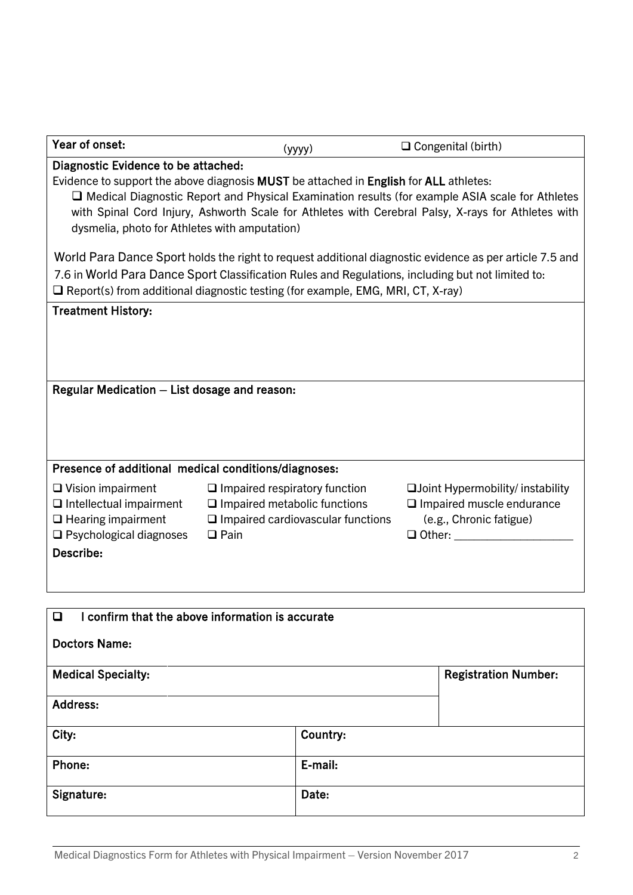| | | |
|---|---|---|
| **Year of onset:** | (yyyy) | ❑ Congenital (birth) |

**Diagnostic Evidence to be attached:**

Evidence to support the above diagnosis **MUST** be attached in **English** for **ALL** athletes:

❑ Medical Diagnostic Report and Physical Examination results (for example ASIA scale for Athletes with Spinal Cord Injury, Ashworth Scale for Athletes with Cerebral Palsy, X-rays for Athletes with dysmelia, photo for Athletes with amputation)

World Para Dance Sport holds the right to request additional diagnostic evidence as per article 7.5 and 7.6 in World Para Dance Sport Classification Rules and Regulations, including but not limited to:

❑ Report(s) from additional diagnostic testing (for example, EMG, MRI, CT, X-ray)

**Treatment History:**

**Regular Medication – List dosage and reason:**

**Presence of additional medical conditions/diagnoses:**

| | | |
|---|---|---|
| ❑ Vision impairment | ❑ Impaired respiratory function | ❑Joint Hypermobility/ instability |
| ❑ Intellectual impairment | ❑ Impaired metabolic functions | ❑ Impaired muscle endurance (e.g., Chronic fatigue) |
| ❑ Hearing impairment | ❑ Impaired cardiovascular functions | |
| ❑ Psychological diagnoses | ❑ Pain | ❑ Other: ___________________ |

**Describe:**

❑ **I confirm that the above information is accurate**

**Doctors Name:**

| | | |
|---|---|---|
| **Medical Specialty:** | | **Registration Number:** |
| **Address:** | | |
| **City:** | **Country:** | |
| **Phone:** | **E-mail:** | |
| **Signature:** | **Date:** | |

Medical Diagnostics Form for Athletes with Physical Impairment – Version November 2017